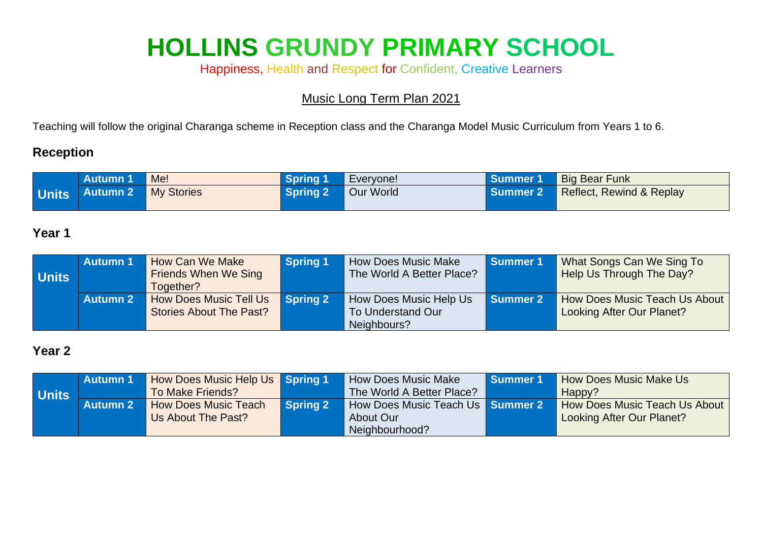# HOLLINS GRUNDY PRIMARY SCHOOL

Happiness, Health and Respect for Confident, Creative Learners

Music Long Term Plan 2021

Teaching will follow the original Charanga scheme in Reception class and the Charanga Model Music Curriculum from Years 1 to 6.

### Reception

| Units | | | | | | |
|---|---|---|---|---|---|---|
| | Autumn 1 | Me! | Spring 1 | Everyone! | Summer 1 | Big Bear Funk |
| | Autumn 2 | My Stories | Spring 2 | Our World | Summer 2 | Reflect, Rewind & Replay |

### Year 1

| Units | | | | | | |
|---|---|---|---|---|---|---|
| | Autumn 1 | How Can We Make Friends When We Sing Together? | Spring 1 | How Does Music Make The World A Better Place? | Summer 1 | What Songs Can We Sing To Help Us Through The Day? |
| | Autumn 2 | How Does Music Tell Us Stories About The Past? | Spring 2 | How Does Music Help Us To Understand Our Neighbours? | Summer 2 | How Does Music Teach Us About Looking After Our Planet? |

### Year 2

| Units | | | | | | |
|---|---|---|---|---|---|---|
| | Autumn 1 | How Does Music Help Us To Make Friends? | Spring 1 | How Does Music Make The World A Better Place? | Summer 1 | How Does Music Make Us Happy? |
| | Autumn 2 | How Does Music Teach Us About The Past? | Spring 2 | How Does Music Teach Us About Our Neighbourhood? | Summer 2 | How Does Music Teach Us About Looking After Our Planet? |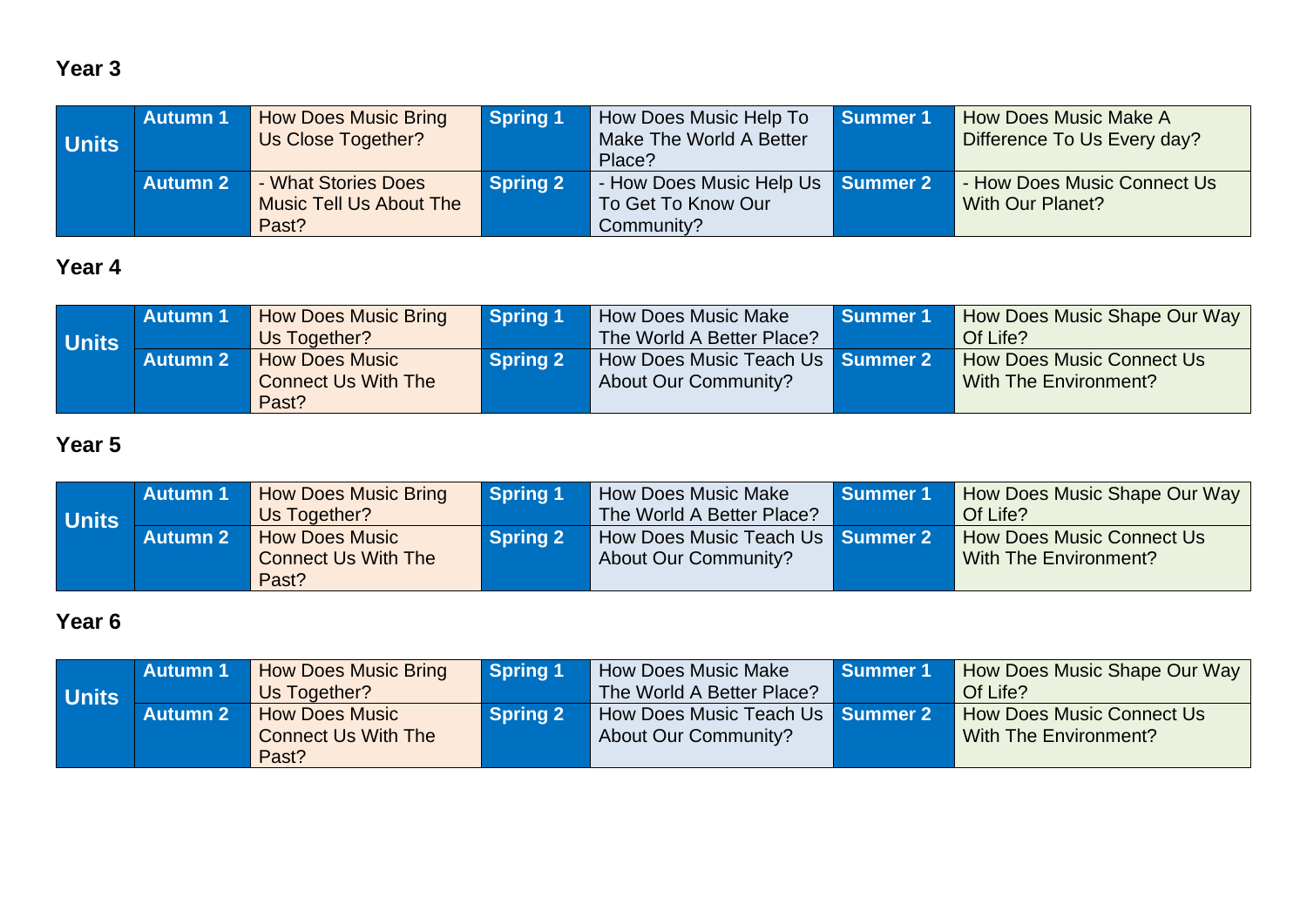**Year 3**

| | | | | | | |
|---|---|---|---|---|---|---|
| **Units** | **Autumn 1** | How Does Music Bring Us Close Together? | **Spring 1** | How Does Music Help To Make The World A Better Place? | **Summer 1** | How Does Music Make A Difference To Us Every day? |
| | **Autumn 2** | - What Stories Does Music Tell Us About The Past? | **Spring 2** | - How Does Music Help Us To Get To Know Our Community? | **Summer 2** | - How Does Music Connect Us With Our Planet? |

**Year 4**

| | | | | | | |
|---|---|---|---|---|---|---|
| **Units** | **Autumn 1** | How Does Music Bring Us Together? | **Spring 1** | How Does Music Make The World A Better Place? | **Summer 1** | How Does Music Shape Our Way Of Life? |
| | **Autumn 2** | How Does Music Connect Us With The Past? | **Spring 2** | How Does Music Teach Us About Our Community? | **Summer 2** | How Does Music Connect Us With The Environment? |

**Year 5**

| | | | | | | |
|---|---|---|---|---|---|---|
| **Units** | **Autumn 1** | How Does Music Bring Us Together? | **Spring 1** | How Does Music Make The World A Better Place? | **Summer 1** | How Does Music Shape Our Way Of Life? |
| | **Autumn 2** | How Does Music Connect Us With The Past? | **Spring 2** | How Does Music Teach Us About Our Community? | **Summer 2** | How Does Music Connect Us With The Environment? |

**Year 6**

| | | | | | | |
|---|---|---|---|---|---|---|
| **Units** | **Autumn 1** | How Does Music Bring Us Together? | **Spring 1** | How Does Music Make The World A Better Place? | **Summer 1** | How Does Music Shape Our Way Of Life? |
| | **Autumn 2** | How Does Music Connect Us With The Past? | **Spring 2** | How Does Music Teach Us About Our Community? | **Summer 2** | How Does Music Connect Us With The Environment? |